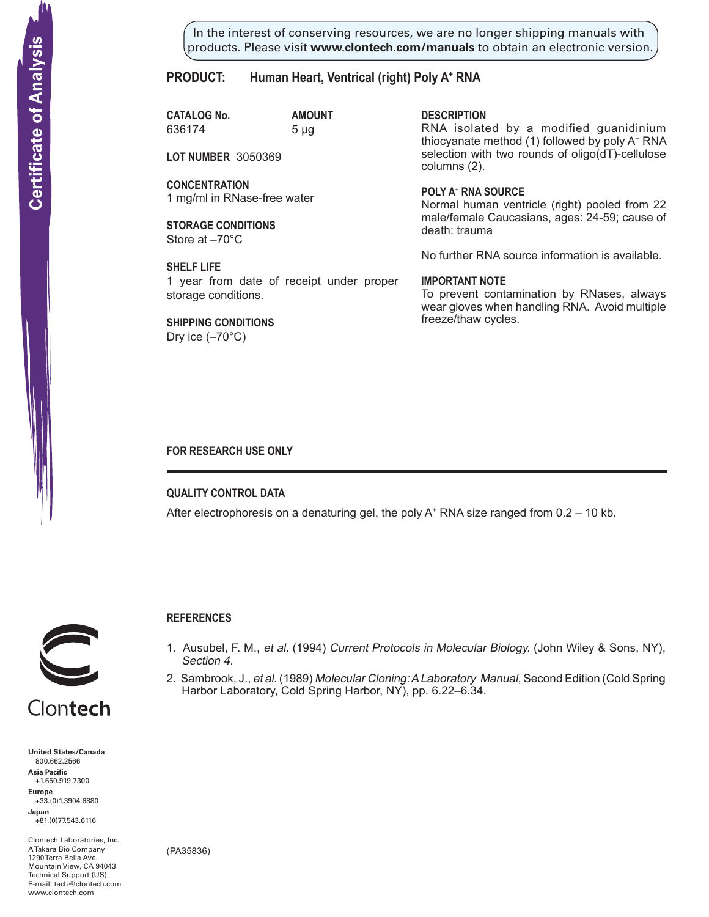Certificate of Analysis

In the interest of conserving resources, we are no longer shipping manuals with products. Please visit **www.clontech.com/manuals** to obtain an electronic version.

# PRODUCT: Human Heart, Ventrical (right) Poly A+ RNA

**CATALOG No.**
636174

**AMOUNT**
5 µg

**LOT NUMBER** 3050369

**CONCENTRATION**
1 mg/ml in RNase-free water

**STORAGE CONDITIONS**
Store at –70°C

**SHELF LIFE**
1 year from date of receipt under proper storage conditions.

**SHIPPING CONDITIONS**
Dry ice (–70°C)

**DESCRIPTION**
RNA isolated by a modified guanidinium thiocyanate method (1) followed by poly A+ RNA selection with two rounds of oligo(dT)-cellulose columns (2).

**POLY A+ RNA SOURCE**
Normal human ventricle (right) pooled from 22 male/female Caucasians, ages: 24-59; cause of death: trauma

No further RNA source information is available.

**IMPORTANT NOTE**
To prevent contamination by RNases, always wear gloves when handling RNA. Avoid multiple freeze/thaw cycles.

**FOR RESEARCH USE ONLY**

---

## QUALITY CONTROL DATA

After electrophoresis on a denaturing gel, the poly A+ RNA size ranged from 0.2 – 10 kb.

## REFERENCES

1. Ausubel, F. M., *et al.* (1994) *Current Protocols in Molecular Biology.* (John Wiley & Sons, NY), *Section 4.*
2. Sambrook, J., *et al.* (1989) *Molecular Cloning: A Laboratory Manual*, Second Edition (Cold Spring Harbor Laboratory, Cold Spring Harbor, NY), pp. 6.22–6.34.

Clontech

**United States/Canada**
800.662.2566
**Asia Pacific**
+1.650.919.7300
**Europe**
+33.(0)1.3904.6880
**Japan**
+81.(0)77.543.6116

Clontech Laboratories, Inc.
A Takara Bio Company
1290 Terra Bella Ave.
Mountain View, CA 94043
Technical Support (US)
E-mail: tech@clontech.com
www.clontech.com

(PA35836)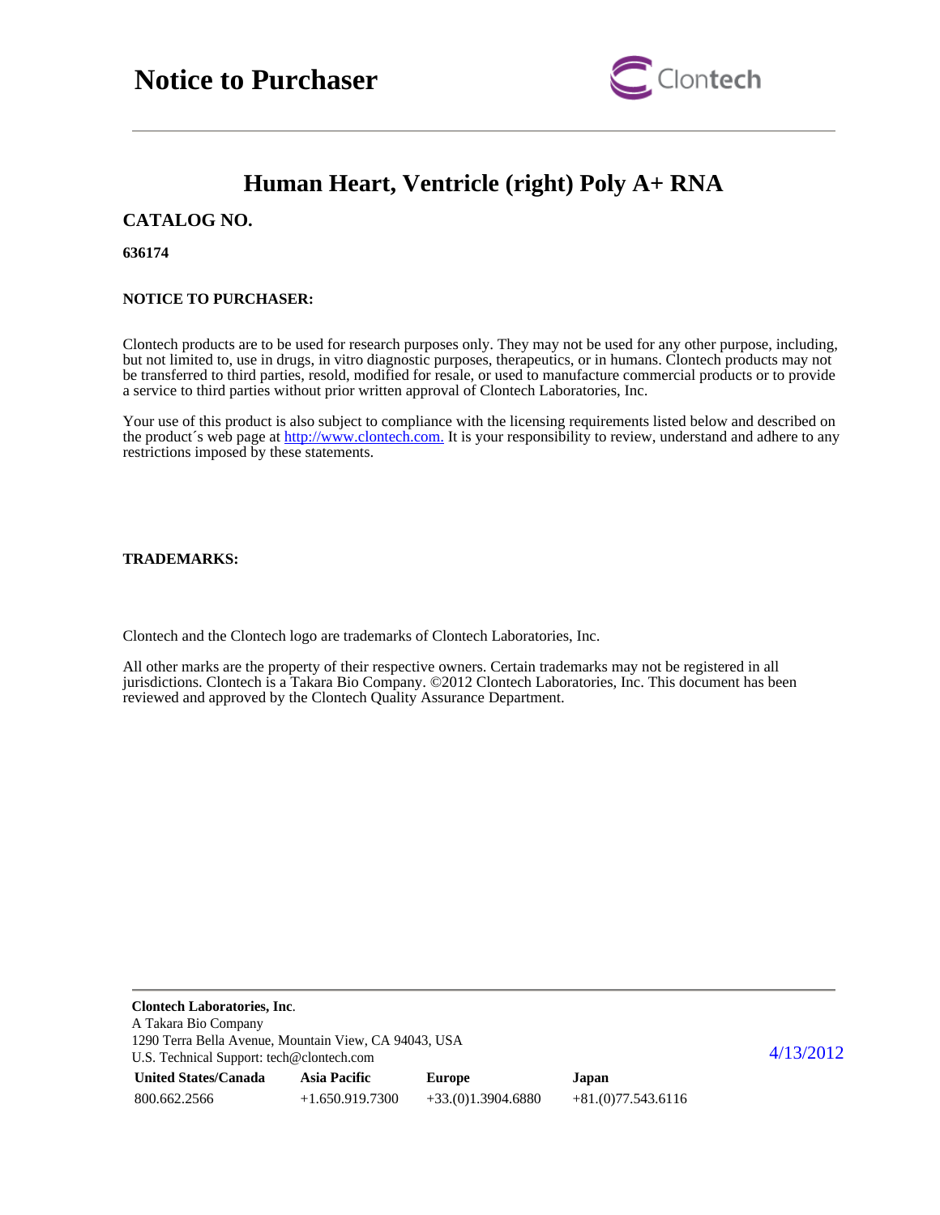# Notice to Purchaser

## Human Heart, Ventricle (right) Poly A+ RNA

### CATALOG NO.

**636174**

**NOTICE TO PURCHASER:**

Clontech products are to be used for research purposes only. They may not be used for any other purpose, including, but not limited to, use in drugs, in vitro diagnostic purposes, therapeutics, or in humans. Clontech products may not be transferred to third parties, resold, modified for resale, or used to manufacture commercial products or to provide a service to third parties without prior written approval of Clontech Laboratories, Inc.

Your use of this product is also subject to compliance with the licensing requirements listed below and described on the product´s web page at http://www.clontech.com. It is your responsibility to review, understand and adhere to any restrictions imposed by these statements.

**TRADEMARKS:**

Clontech and the Clontech logo are trademarks of Clontech Laboratories, Inc.

All other marks are the property of their respective owners. Certain trademarks may not be registered in all jurisdictions. Clontech is a Takara Bio Company. ©2012 Clontech Laboratories, Inc. This document has been reviewed and approved by the Clontech Quality Assurance Department.

**Clontech Laboratories, Inc**.
A Takara Bio Company
1290 Terra Bella Avenue, Mountain View, CA 94043, USA
U.S. Technical Support: tech@clontech.com

| United States/Canada | Asia Pacific | Europe | Japan |
|---|---|---|---|
| 800.662.2566 | +1.650.919.7300 | +33.(0)1.3904.6880 | +81.(0)77.543.6116 |

4/13/2012